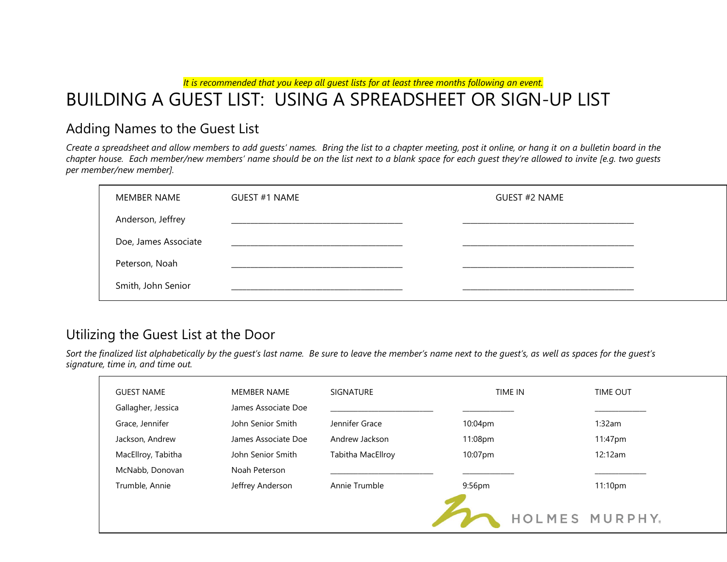*It is recommended that you keep all guest lists for at least three months following an event.*

# BUILDING A GUEST LIST: USING A SPREADSHEET OR SIGN-UP LIST

## Adding Names to the Guest List

*Create a spreadsheet and allow members to add guests' names. Bring the list to a chapter meeting, post it online, or hang it on a bulletin board in the chapter house. Each member/new members' name should be on the list next to a blank space for each guest they're allowed to invite [e.g. two guests per member/new member].*

| MEMBER NAME | GUEST #1 NAME | GUEST #2 NAME |
|---|---|---|
| Anderson, Jeffrey | ______________________________ | ______________________________ |
| Doe, James Associate | ______________________________ | ______________________________ |
| Peterson, Noah | ______________________________ | ______________________________ |
| Smith, John Senior | ______________________________ | ______________________________ |

## Utilizing the Guest List at the Door

*Sort the finalized list alphabetically by the guest's last name. Be sure to leave the member's name next to the guest's, as well as spaces for the guest's signature, time in, and time out.*

| GUEST NAME | MEMBER NAME | SIGNATURE | TIME IN | TIME OUT |
|---|---|---|---|---|
| Gallagher, Jessica | James Associate Doe | ____________________ | __________ | __________ |
| Grace, Jennifer | John Senior Smith | Jennifer Grace | 10:04pm | 1:32am |
| Jackson, Andrew | James Associate Doe | Andrew Jackson | 11:08pm | 11:47pm |
| MacEllroy, Tabitha | John Senior Smith | Tabitha MacEllroy | 10:07pm | 12:12am |
| McNabb, Donovan | Noah Peterson | ____________________ | __________ | __________ |
| Trumble, Annie | Jeffrey Anderson | Annie Trumble | 9:56pm | 11:10pm |

HOLMES MURPHY.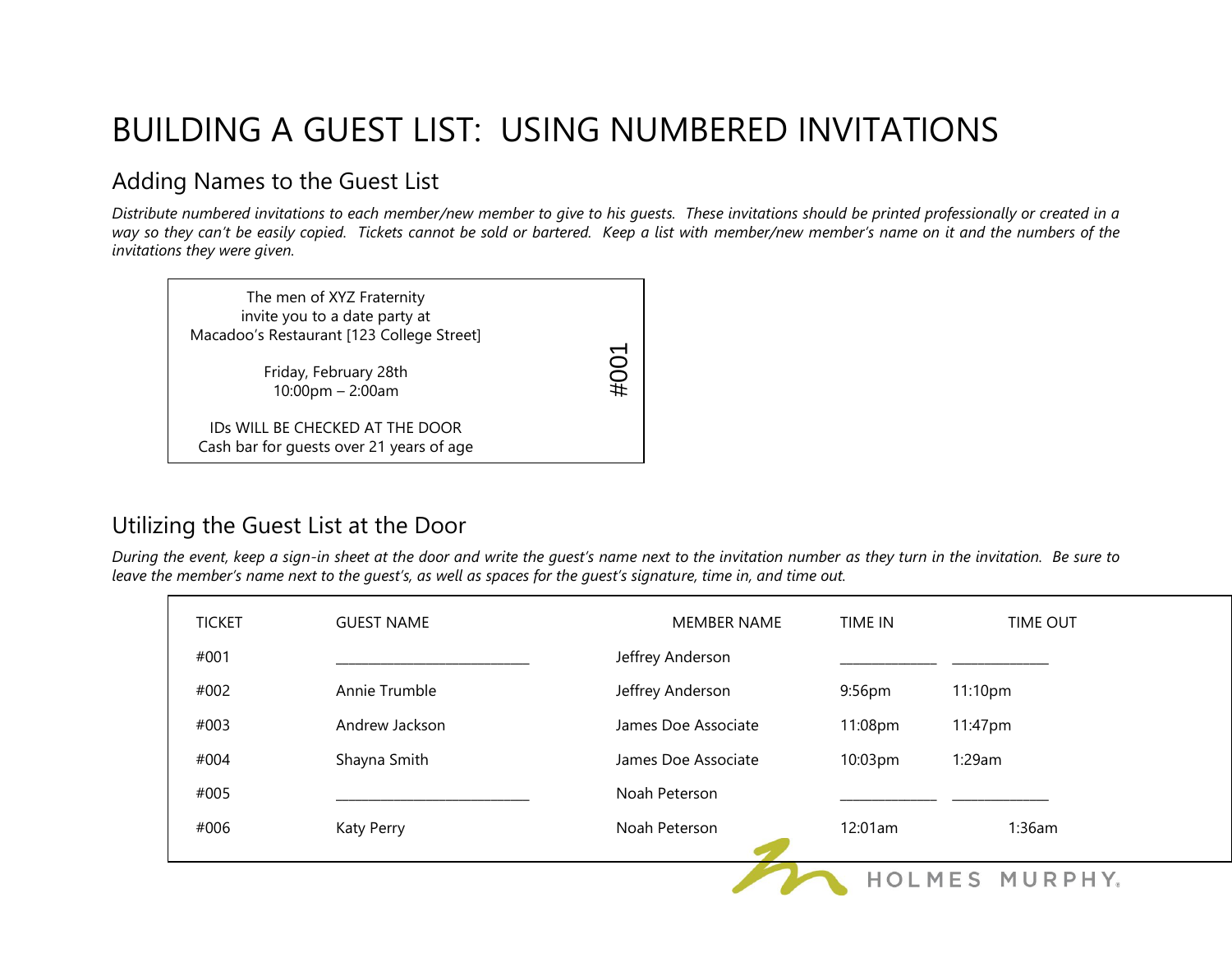# BUILDING A GUEST LIST: USING NUMBERED INVITATIONS

## Adding Names to the Guest List

*Distribute numbered invitations to each member/new member to give to his guests. These invitations should be printed professionally or created in a way so they can't be easily copied. Tickets cannot be sold or bartered. Keep a list with member/new member's name on it and the numbers of the invitations they were given.*

> The men of XYZ Fraternity
> invite you to a date party at
> Macadoo's Restaurant [123 College Street]
>
> Friday, February 28th
> 10:00pm – 2:00am
>
> IDs WILL BE CHECKED AT THE DOOR
> Cash bar for guests over 21 years of age
>
> #001

## Utilizing the Guest List at the Door

*During the event, keep a sign-in sheet at the door and write the guest's name next to the invitation number as they turn in the invitation. Be sure to leave the member's name next to the guest's, as well as spaces for the guest's signature, time in, and time out.*

| TICKET | GUEST NAME | MEMBER NAME | TIME IN | TIME OUT |
|---|---|---|---|---|
| #001 | ___________________________ | Jeffrey Anderson | ______________ | ______________ |
| #002 | Annie Trumble | Jeffrey Anderson | 9:56pm | 11:10pm |
| #003 | Andrew Jackson | James Doe Associate | 11:08pm | 11:47pm |
| #004 | Shayna Smith | James Doe Associate | 10:03pm | 1:29am |
| #005 | ___________________________ | Noah Peterson | ______________ | ______________ |
| #006 | Katy Perry | Noah Peterson | 12:01am | 1:36am |

HOLMES MURPHY.